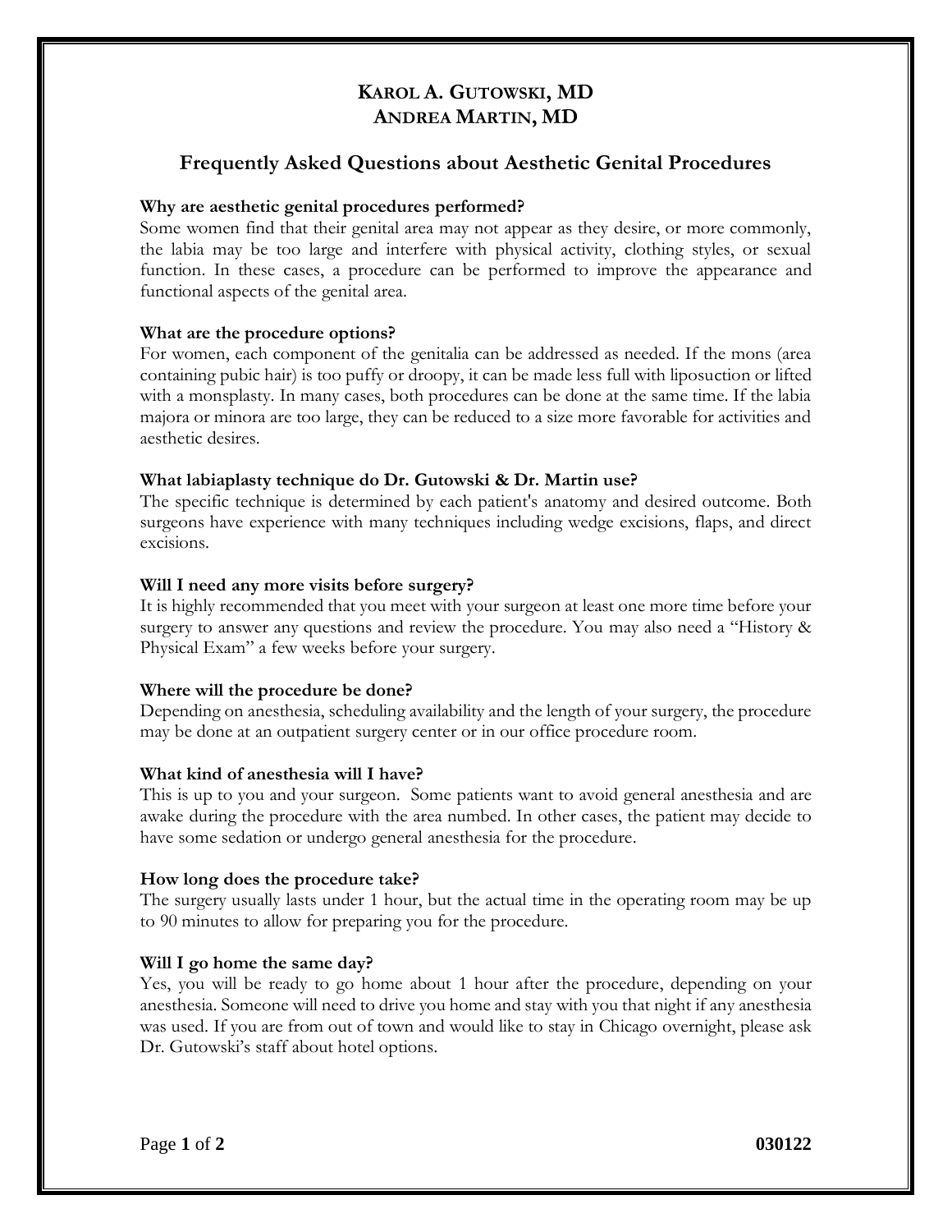# Karol A. Gutowski, MD
# Andrea Martin, MD

## Frequently Asked Questions about Aesthetic Genital Procedures

**Why are aesthetic genital procedures performed?**
Some women find that their genital area may not appear as they desire, or more commonly, the labia may be too large and interfere with physical activity, clothing styles, or sexual function. In these cases, a procedure can be performed to improve the appearance and functional aspects of the genital area.

**What are the procedure options?**
For women, each component of the genitalia can be addressed as needed. If the mons (area containing pubic hair) is too puffy or droopy, it can be made less full with liposuction or lifted with a monsplasty. In many cases, both procedures can be done at the same time. If the labia majora or minora are too large, they can be reduced to a size more favorable for activities and aesthetic desires.

**What labiaplasty technique do Dr. Gutowski & Dr. Martin use?**
The specific technique is determined by each patient's anatomy and desired outcome. Both surgeons have experience with many techniques including wedge excisions, flaps, and direct excisions.

**Will I need any more visits before surgery?**
It is highly recommended that you meet with your surgeon at least one more time before your surgery to answer any questions and review the procedure. You may also need a "History & Physical Exam" a few weeks before your surgery.

**Where will the procedure be done?**
Depending on anesthesia, scheduling availability and the length of your surgery, the procedure may be done at an outpatient surgery center or in our office procedure room.

**What kind of anesthesia will I have?**
This is up to you and your surgeon. Some patients want to avoid general anesthesia and are awake during the procedure with the area numbed. In other cases, the patient may decide to have some sedation or undergo general anesthesia for the procedure.

**How long does the procedure take?**
The surgery usually lasts under 1 hour, but the actual time in the operating room may be up to 90 minutes to allow for preparing you for the procedure.

**Will I go home the same day?**
Yes, you will be ready to go home about 1 hour after the procedure, depending on your anesthesia. Someone will need to drive you home and stay with you that night if any anesthesia was used. If you are from out of town and would like to stay in Chicago overnight, please ask Dr. Gutowski's staff about hotel options.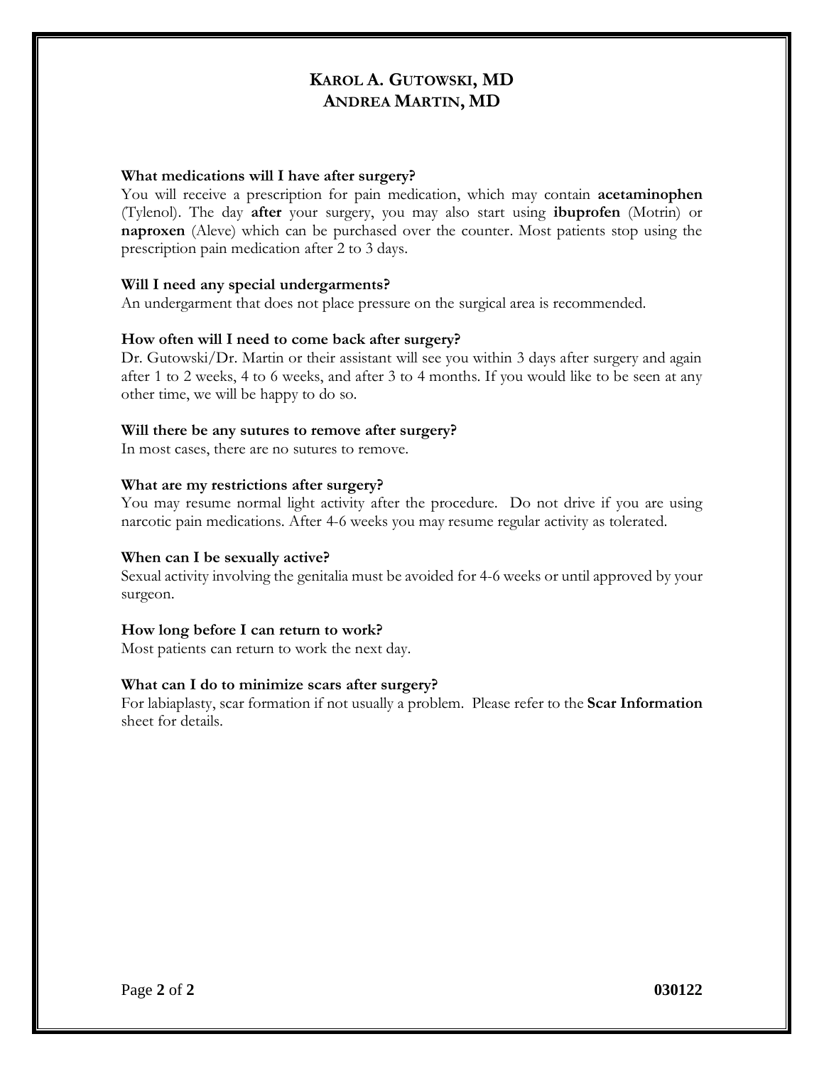**Karol A. Gutowski, MD**
**Andrea Martin, MD**

**What medications will I have after surgery?**
You will receive a prescription for pain medication, which may contain **acetaminophen** (Tylenol). The day **after** your surgery, you may also start using **ibuprofen** (Motrin) or **naproxen** (Aleve) which can be purchased over the counter. Most patients stop using the prescription pain medication after 2 to 3 days.

**Will I need any special undergarments?**
An undergarment that does not place pressure on the surgical area is recommended.

**How often will I need to come back after surgery?**
Dr. Gutowski/Dr. Martin or their assistant will see you within 3 days after surgery and again after 1 to 2 weeks, 4 to 6 weeks, and after 3 to 4 months. If you would like to be seen at any other time, we will be happy to do so.

**Will there be any sutures to remove after surgery?**
In most cases, there are no sutures to remove.

**What are my restrictions after surgery?**
You may resume normal light activity after the procedure. Do not drive if you are using narcotic pain medications. After 4-6 weeks you may resume regular activity as tolerated.

**When can I be sexually active?**
Sexual activity involving the genitalia must be avoided for 4-6 weeks or until approved by your surgeon.

**How long before I can return to work?**
Most patients can return to work the next day.

**What can I do to minimize scars after surgery?**
For labiaplasty, scar formation if not usually a problem. Please refer to the **Scar Information** sheet for details.

030122